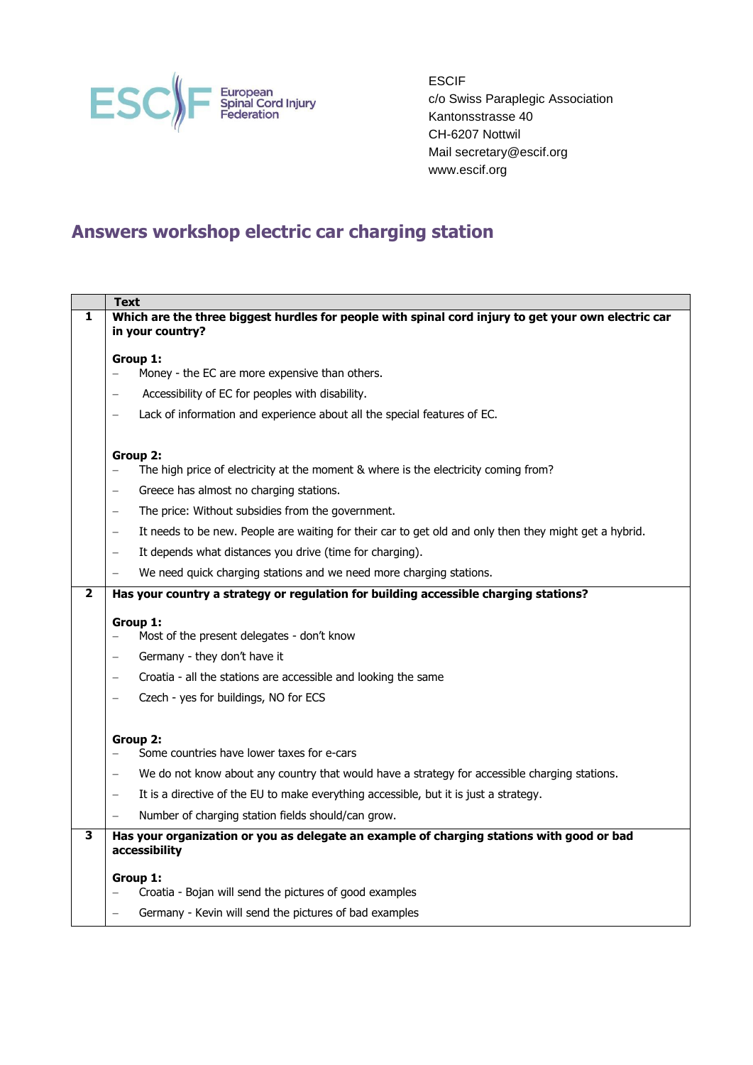ESCIF
c/o Swiss Paraplegic Association
Kantonsstrasse 40
CH-6207 Nottwil
Mail secretary@escif.org
www.escif.org

# Answers workshop electric car charging station

| | Text |
|---|---|
| **1** | **Which are the three biggest hurdles for people with spinal cord injury to get your own electric car in your country?**<br><br>**Group 1:**<br>– Money - the EC are more expensive than others.<br>– Accessibility of EC for peoples with disability.<br>– Lack of information and experience about all the special features of EC.<br><br>**Group 2:**<br>– The high price of electricity at the moment & where is the electricity coming from?<br>– Greece has almost no charging stations.<br>– The price: Without subsidies from the government.<br>– It needs to be new. People are waiting for their car to get old and only then they might get a hybrid.<br>– It depends what distances you drive (time for charging).<br>– We need quick charging stations and we need more charging stations. |
| **2** | **Has your country a strategy or regulation for building accessible charging stations?**<br><br>**Group 1:**<br>– Most of the present delegates - don't know<br>– Germany - they don't have it<br>– Croatia - all the stations are accessible and looking the same<br>– Czech - yes for buildings, NO for ECS<br><br>**Group 2:**<br>– Some countries have lower taxes for e-cars<br>– We do not know about any country that would have a strategy for accessible charging stations.<br>– It is a directive of the EU to make everything accessible, but it is just a strategy.<br>– Number of charging station fields should/can grow. |
| **3** | **Has your organization or you as delegate an example of charging stations with good or bad accessibility**<br><br>**Group 1:**<br>– Croatia - Bojan will send the pictures of good examples<br>– Germany - Kevin will send the pictures of bad examples |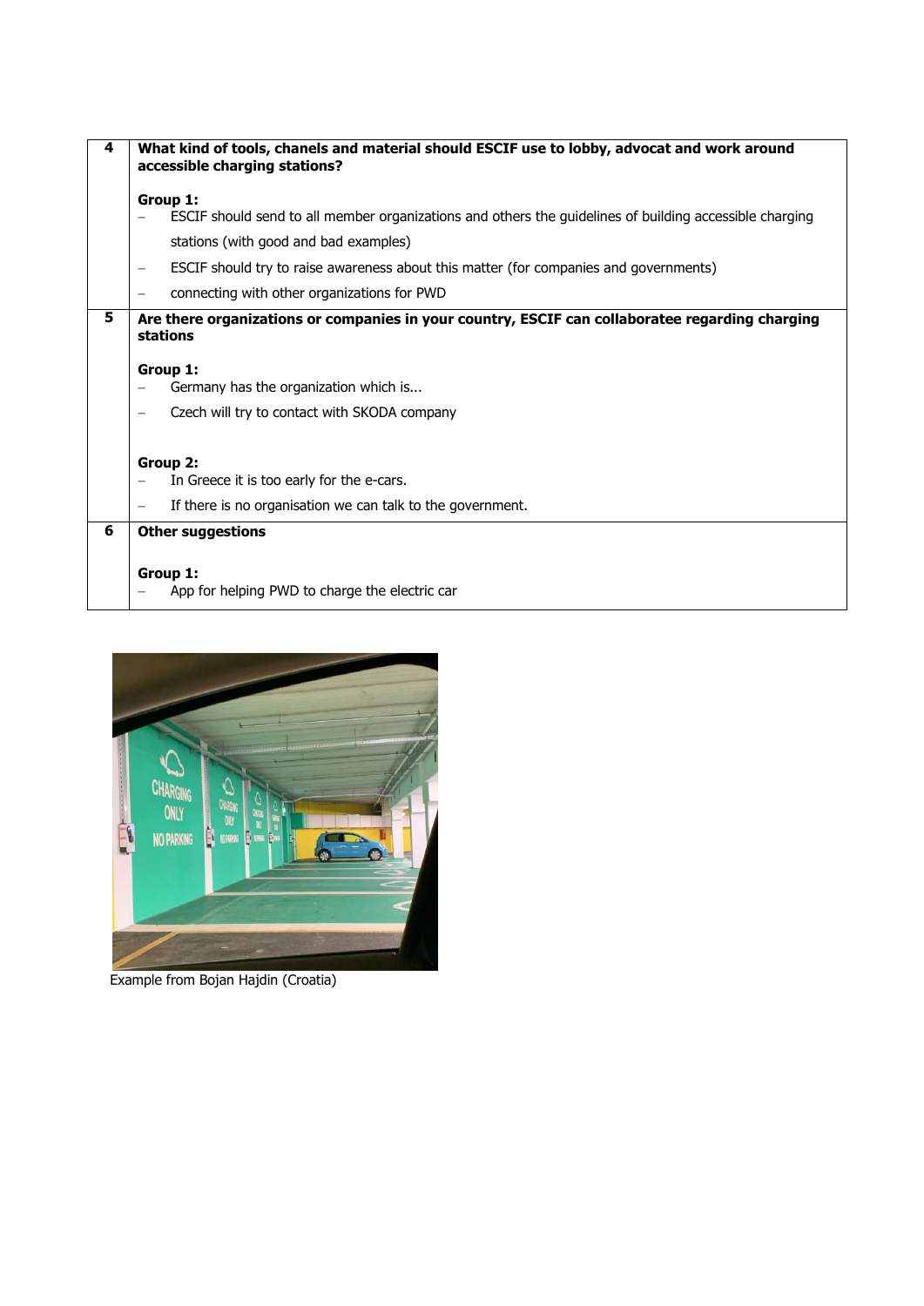| | |
|---|---|
| **4** | **What kind of tools, chanels and material should ESCIF use to lobby, advocat and work around accessible charging stations?**<br><br>**Group 1:**<br>– ESCIF should send to all member organizations and others the guidelines of building accessible charging stations (with good and bad examples)<br>– ESCIF should try to raise awareness about this matter (for companies and governments)<br>– connecting with other organizations for PWD |
| **5** | **Are there organizations or companies in your country, ESCIF can collaboratee regarding charging stations**<br><br>**Group 1:**<br>– Germany has the organization which is...<br>– Czech will try to contact with SKODA company<br><br>**Group 2:**<br>– In Greece it is too early for the e-cars.<br>– If there is no organisation we can talk to the government. |
| **6** | **Other suggestions**<br><br>**Group 1:**<br>– App for helping PWD to charge the electric car |

Example from Bojan Hajdin (Croatia)